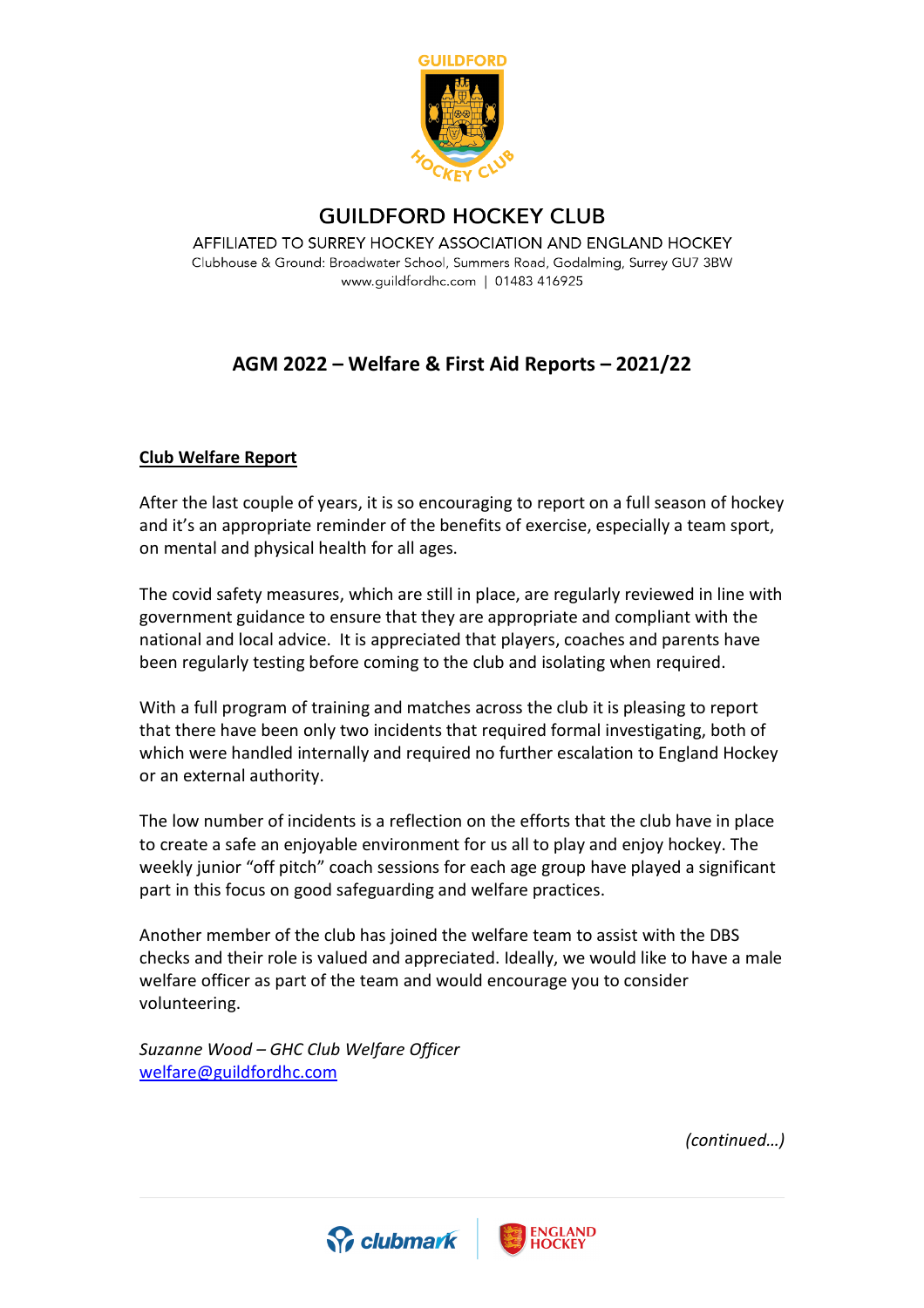# GUILDFORD HOCKEY CLUB

AFFILIATED TO SURREY HOCKEY ASSOCIATION AND ENGLAND HOCKEY

Clubhouse & Ground: Broadwater School, Summers Road, Godalming, Surrey GU7 3BW

www.guildfordhc.com | 01483 416925

## AGM 2022 – Welfare & First Aid Reports – 2021/22

### Club Welfare Report

After the last couple of years, it is so encouraging to report on a full season of hockey and it's an appropriate reminder of the benefits of exercise, especially a team sport, on mental and physical health for all ages.

The covid safety measures, which are still in place, are regularly reviewed in line with government guidance to ensure that they are appropriate and compliant with the national and local advice. It is appreciated that players, coaches and parents have been regularly testing before coming to the club and isolating when required.

With a full program of training and matches across the club it is pleasing to report that there have been only two incidents that required formal investigating, both of which were handled internally and required no further escalation to England Hockey or an external authority.

The low number of incidents is a reflection on the efforts that the club have in place to create a safe an enjoyable environment for us all to play and enjoy hockey. The weekly junior "off pitch" coach sessions for each age group have played a significant part in this focus on good safeguarding and welfare practices.

Another member of the club has joined the welfare team to assist with the DBS checks and their role is valued and appreciated. Ideally, we would like to have a male welfare officer as part of the team and would encourage you to consider volunteering.

*Suzanne Wood – GHC Club Welfare Officer*
welfare@guildfordhc.com

*(continued…)*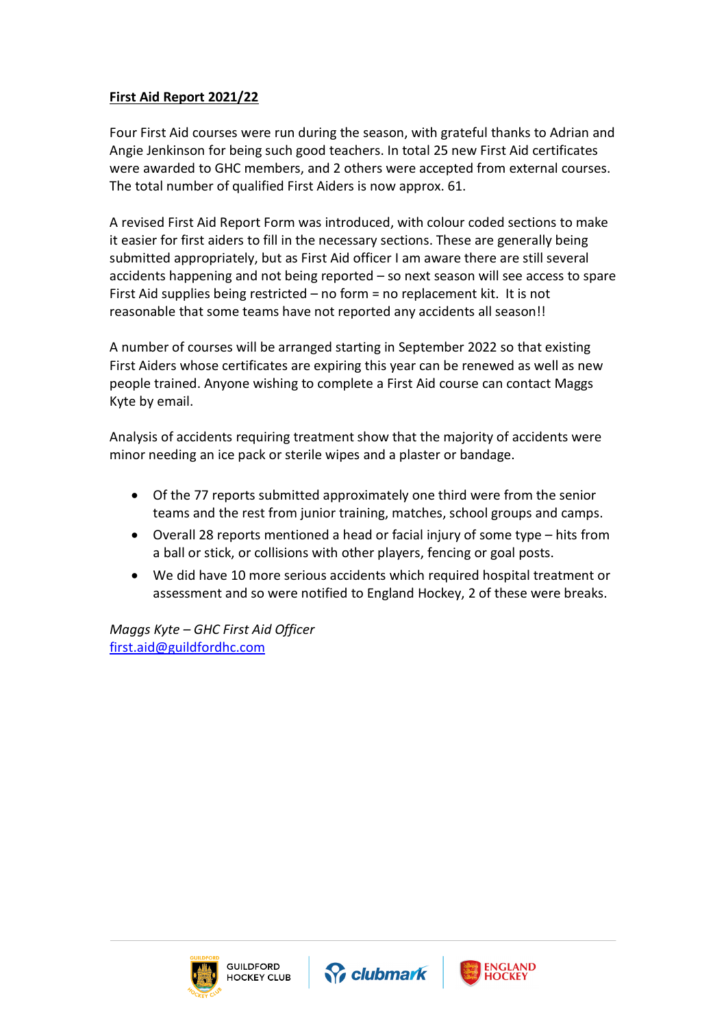**First Aid Report 2021/22**

Four First Aid courses were run during the season, with grateful thanks to Adrian and Angie Jenkinson for being such good teachers. In total 25 new First Aid certificates were awarded to GHC members, and 2 others were accepted from external courses. The total number of qualified First Aiders is now approx. 61.

A revised First Aid Report Form was introduced, with colour coded sections to make it easier for first aiders to fill in the necessary sections. These are generally being submitted appropriately, but as First Aid officer I am aware there are still several accidents happening and not being reported – so next season will see access to spare First Aid supplies being restricted – no form = no replacement kit. It is not reasonable that some teams have not reported any accidents all season!!

A number of courses will be arranged starting in September 2022 so that existing First Aiders whose certificates are expiring this year can be renewed as well as new people trained. Anyone wishing to complete a First Aid course can contact Maggs Kyte by email.

Analysis of accidents requiring treatment show that the majority of accidents were minor needing an ice pack or sterile wipes and a plaster or bandage.

- Of the 77 reports submitted approximately one third were from the senior teams and the rest from junior training, matches, school groups and camps.
- Overall 28 reports mentioned a head or facial injury of some type – hits from a ball or stick, or collisions with other players, fencing or goal posts.
- We did have 10 more serious accidents which required hospital treatment or assessment and so were notified to England Hockey, 2 of these were breaks.

*Maggs Kyte – GHC First Aid Officer*
[first.aid@guildfordhc.com](mailto:first.aid@guildfordhc.com)